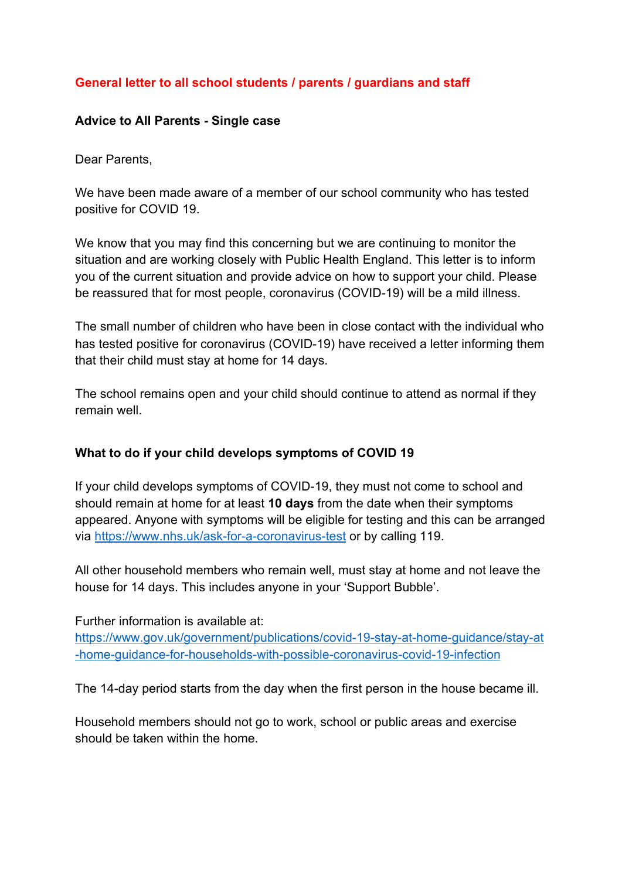**General letter to all school students / parents / guardians and staff**

**Advice to All Parents - Single case**

Dear Parents,

We have been made aware of a member of our school community who has tested positive for COVID 19.

We know that you may find this concerning but we are continuing to monitor the situation and are working closely with Public Health England. This letter is to inform you of the current situation and provide advice on how to support your child. Please be reassured that for most people, coronavirus (COVID-19) will be a mild illness.

The small number of children who have been in close contact with the individual who has tested positive for coronavirus (COVID-19) have received a letter informing them that their child must stay at home for 14 days.

The school remains open and your child should continue to attend as normal if they remain well.

**What to do if your child develops symptoms of COVID 19**

If your child develops symptoms of COVID-19, they must not come to school and should remain at home for at least **10 days** from the date when their symptoms appeared. Anyone with symptoms will be eligible for testing and this can be arranged via [https://www.nhs.uk/ask-for-a-coronavirus-test](https://www.nhs.uk/ask-for-a-coronavirus-test) or by calling 119.

All other household members who remain well, must stay at home and not leave the house for 14 days. This includes anyone in your 'Support Bubble'.

Further information is available at:
[https://www.gov.uk/government/publications/covid-19-stay-at-home-guidance/stay-at-home-guidance-for-households-with-possible-coronavirus-covid-19-infection](https://www.gov.uk/government/publications/covid-19-stay-at-home-guidance/stay-at-home-guidance-for-households-with-possible-coronavirus-covid-19-infection)

The 14-day period starts from the day when the first person in the house became ill.

Household members should not go to work, school or public areas and exercise should be taken within the home.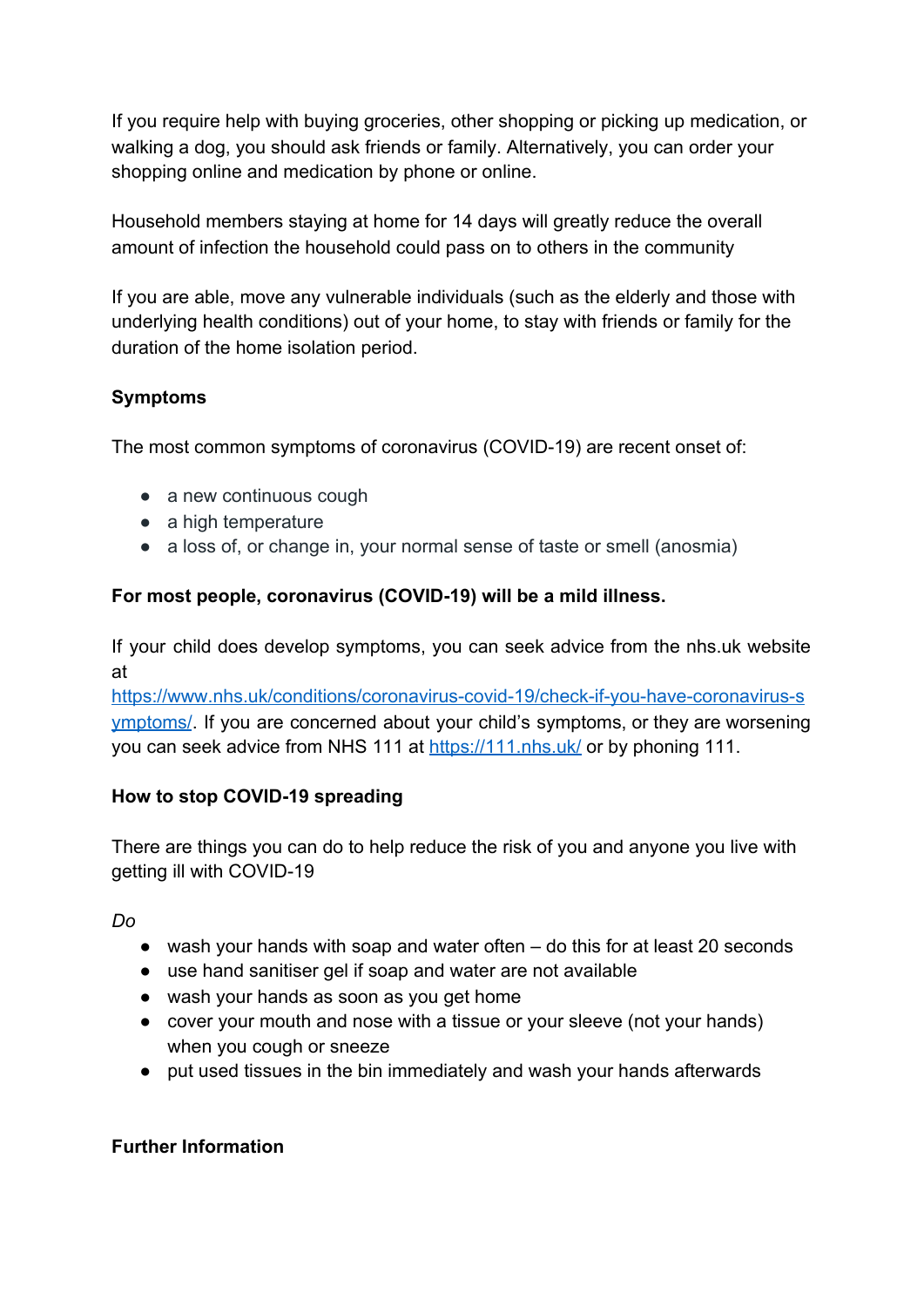If you require help with buying groceries, other shopping or picking up medication, or walking a dog, you should ask friends or family. Alternatively, you can order your shopping online and medication by phone or online.

Household members staying at home for 14 days will greatly reduce the overall amount of infection the household could pass on to others in the community

If you are able, move any vulnerable individuals (such as the elderly and those with underlying health conditions) out of your home, to stay with friends or family for the duration of the home isolation period.

**Symptoms**

The most common symptoms of coronavirus (COVID-19) are recent onset of:

- a new continuous cough
- a high temperature
- a loss of, or change in, your normal sense of taste or smell (anosmia)

**For most people, coronavirus (COVID-19) will be a mild illness.**

If your child does develop symptoms, you can seek advice from the nhs.uk website at [https://www.nhs.uk/conditions/coronavirus-covid-19/check-if-you-have-coronavirus-symptoms/](https://www.nhs.uk/conditions/coronavirus-covid-19/check-if-you-have-coronavirus-symptoms/). If you are concerned about your child's symptoms, or they are worsening you can seek advice from NHS 111 at [https://111.nhs.uk/](https://111.nhs.uk/) or by phoning 111.

**How to stop COVID-19 spreading**

There are things you can do to help reduce the risk of you and anyone you live with getting ill with COVID-19

*Do*

- wash your hands with soap and water often – do this for at least 20 seconds
- use hand sanitiser gel if soap and water are not available
- wash your hands as soon as you get home
- cover your mouth and nose with a tissue or your sleeve (not your hands) when you cough or sneeze
- put used tissues in the bin immediately and wash your hands afterwards

**Further Information**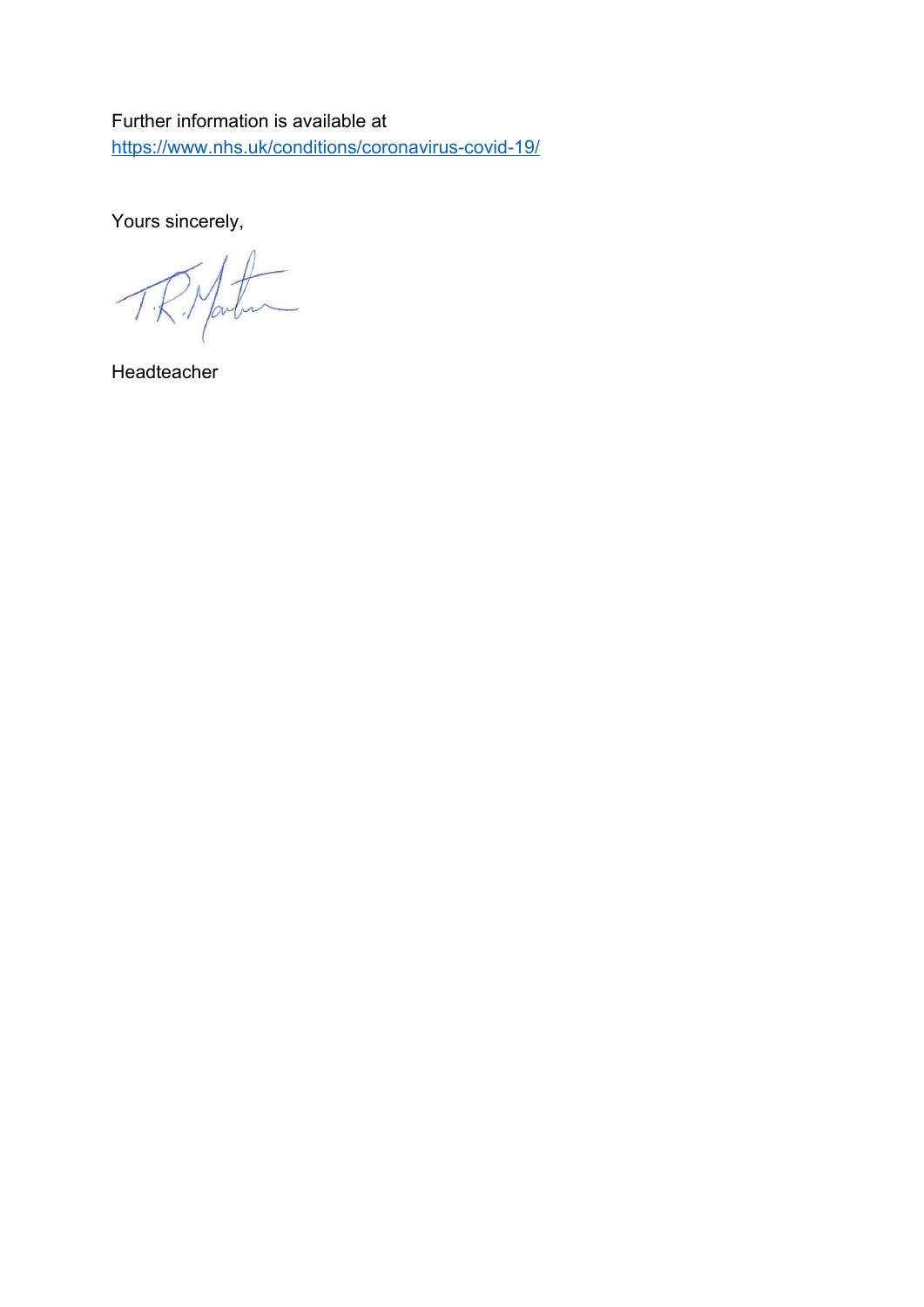Further information is available at
https://www.nhs.uk/conditions/coronavirus-covid-19/

Yours sincerely,

Headteacher